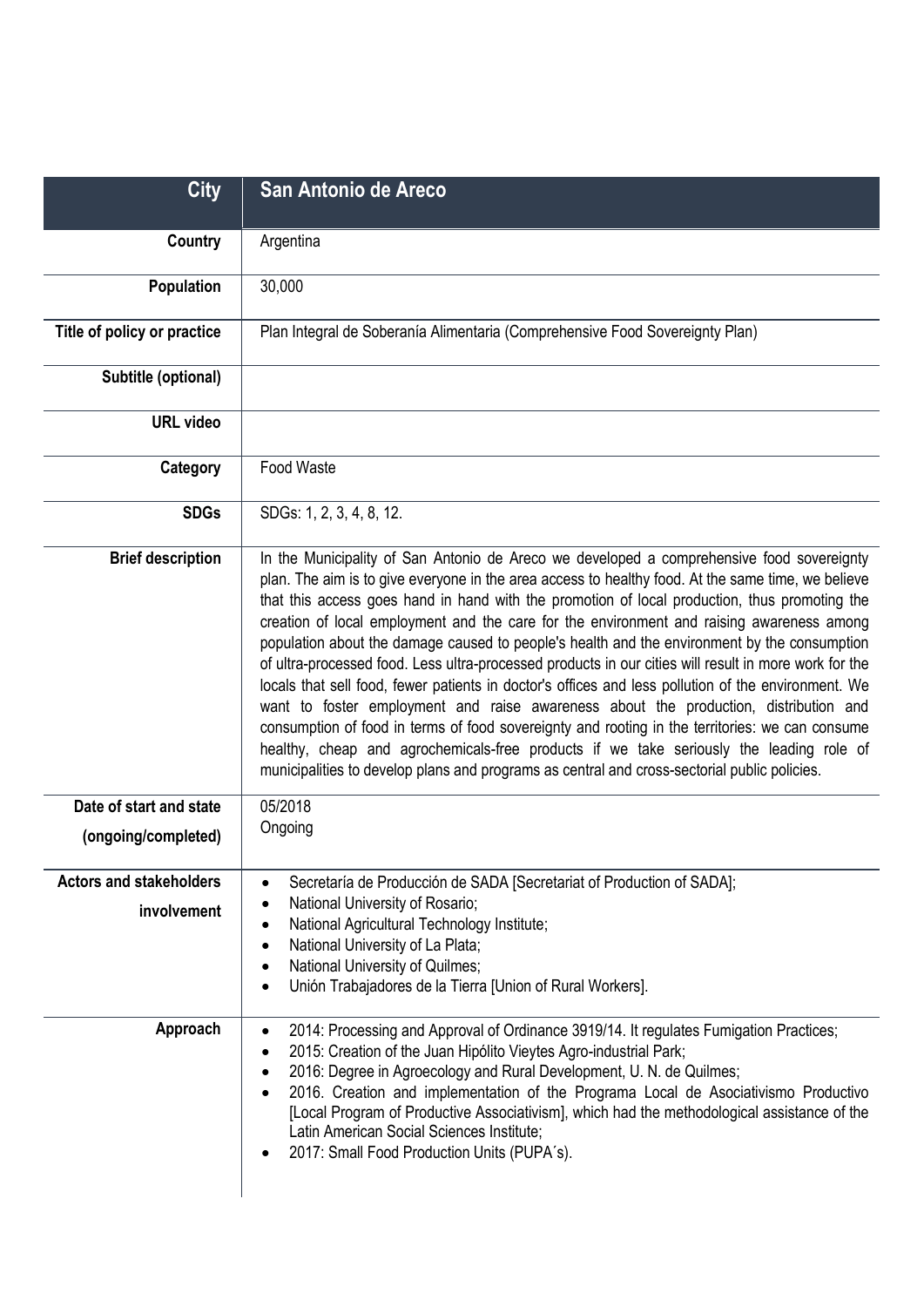| City | San Antonio de Areco |
|---|---|
| Country | Argentina |
| Population | 30,000 |
| Title of policy or practice | Plan Integral de Soberanía Alimentaria (Comprehensive Food Sovereignty Plan) |
| Subtitle (optional) | |
| URL video | |
| Category | Food Waste |
| SDGs | SDGs: 1, 2, 3, 4, 8, 12. |
| Brief description | In the Municipality of San Antonio de Areco we developed a comprehensive food sovereignty plan. The aim is to give everyone in the area access to healthy food. At the same time, we believe that this access goes hand in hand with the promotion of local production, thus promoting the creation of local employment and the care for the environment and raising awareness among population about the damage caused to people's health and the environment by the consumption of ultra-processed food. Less ultra-processed products in our cities will result in more work for the locals that sell food, fewer patients in doctor's offices and less pollution of the environment. We want to foster employment and raise awareness about the production, distribution and consumption of food in terms of food sovereignty and rooting in the territories: we can consume healthy, cheap and agrochemicals-free products if we take seriously the leading role of municipalities to develop plans and programs as central and cross-sectorial public policies. |
| Date of start and state (ongoing/completed) | 05/2018<br>Ongoing |
| Actors and stakeholders involvement | • Secretaría de Producción de SADA [Secretariat of Production of SADA];<br>• National University of Rosario;<br>• National Agricultural Technology Institute;<br>• National University of La Plata;<br>• National University of Quilmes;<br>• Unión Trabajadores de la Tierra [Union of Rural Workers]. |
| Approach | • 2014: Processing and Approval of Ordinance 3919/14. It regulates Fumigation Practices;<br>• 2015: Creation of the Juan Hipólito Vieytes Agro-industrial Park;<br>• 2016: Degree in Agroecology and Rural Development, U. N. de Quilmes;<br>• 2016. Creation and implementation of the Programa Local de Asociativismo Productivo [Local Program of Productive Associativism], which had the methodological assistance of the Latin American Social Sciences Institute;<br>• 2017: Small Food Production Units (PUPA´s). |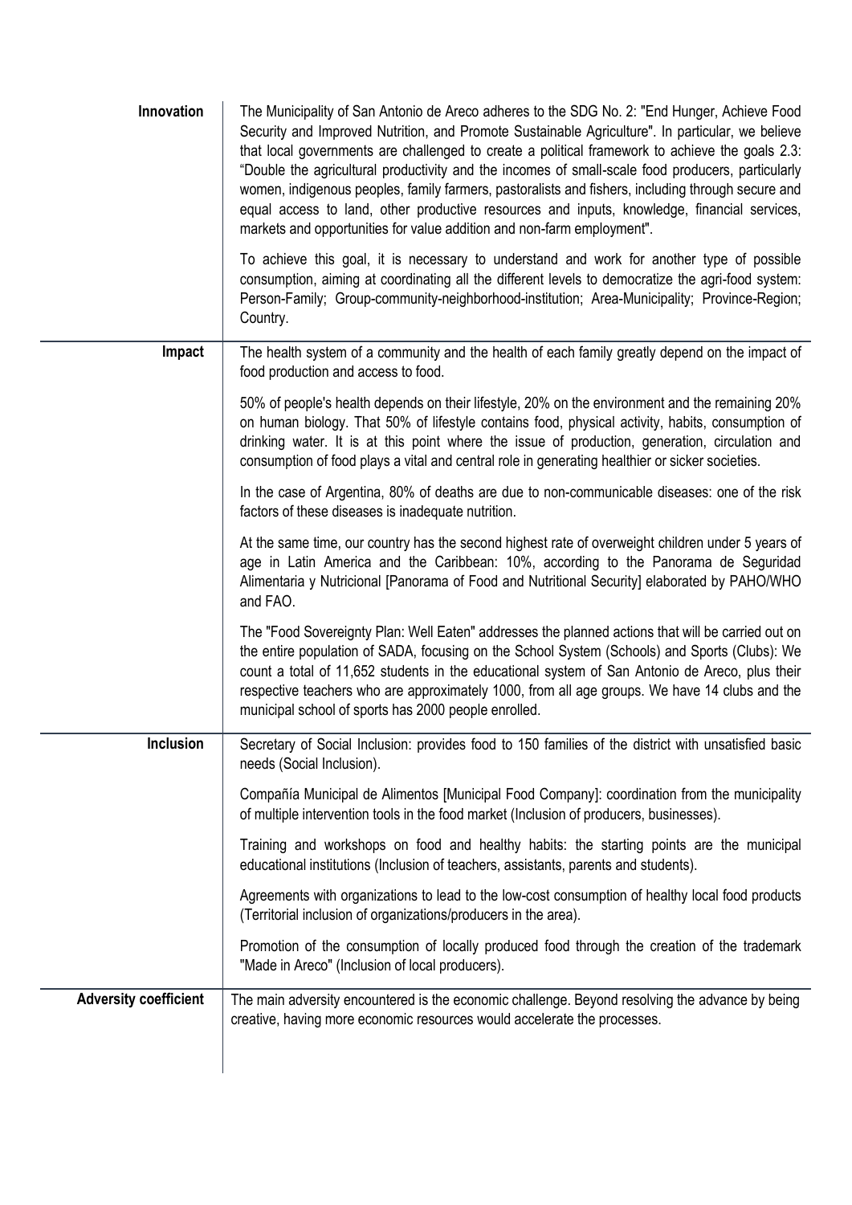| | |
|---|---|
| **Innovation** | The Municipality of San Antonio de Areco adheres to the SDG No. 2: "End Hunger, Achieve Food Security and Improved Nutrition, and Promote Sustainable Agriculture". In particular, we believe that local governments are challenged to create a political framework to achieve the goals 2.3: "Double the agricultural productivity and the incomes of small-scale food producers, particularly women, indigenous peoples, family farmers, pastoralists and fishers, including through secure and equal access to land, other productive resources and inputs, knowledge, financial services, markets and opportunities for value addition and non-farm employment".<br><br>To achieve this goal, it is necessary to understand and work for another type of possible consumption, aiming at coordinating all the different levels to democratize the agri-food system: Person-Family; Group-community-neighborhood-institution; Area-Municipality; Province-Region; Country. |
| **Impact** | The health system of a community and the health of each family greatly depend on the impact of food production and access to food.<br><br>50% of people's health depends on their lifestyle, 20% on the environment and the remaining 20% on human biology. That 50% of lifestyle contains food, physical activity, habits, consumption of drinking water. It is at this point where the issue of production, generation, circulation and consumption of food plays a vital and central role in generating healthier or sicker societies.<br><br>In the case of Argentina, 80% of deaths are due to non-communicable diseases: one of the risk factors of these diseases is inadequate nutrition.<br><br>At the same time, our country has the second highest rate of overweight children under 5 years of age in Latin America and the Caribbean: 10%, according to the Panorama de Seguridad Alimentaria y Nutricional [Panorama of Food and Nutritional Security] elaborated by PAHO/WHO and FAO.<br><br>The "Food Sovereignty Plan: Well Eaten" addresses the planned actions that will be carried out on the entire population of SADA, focusing on the School System (Schools) and Sports (Clubs): We count a total of 11,652 students in the educational system of San Antonio de Areco, plus their respective teachers who are approximately 1000, from all age groups. We have 14 clubs and the municipal school of sports has 2000 people enrolled. |
| **Inclusion** | Secretary of Social Inclusion: provides food to 150 families of the district with unsatisfied basic needs (Social Inclusion).<br><br>Compañía Municipal de Alimentos [Municipal Food Company]: coordination from the municipality of multiple intervention tools in the food market (Inclusion of producers, businesses).<br><br>Training and workshops on food and healthy habits: the starting points are the municipal educational institutions (Inclusion of teachers, assistants, parents and students).<br><br>Agreements with organizations to lead to the low-cost consumption of healthy local food products (Territorial inclusion of organizations/producers in the area).<br><br>Promotion of the consumption of locally produced food through the creation of the trademark "Made in Areco" (Inclusion of local producers). |
| **Adversity coefficient** | The main adversity encountered is the economic challenge. Beyond resolving the advance by being creative, having more economic resources would accelerate the processes. |